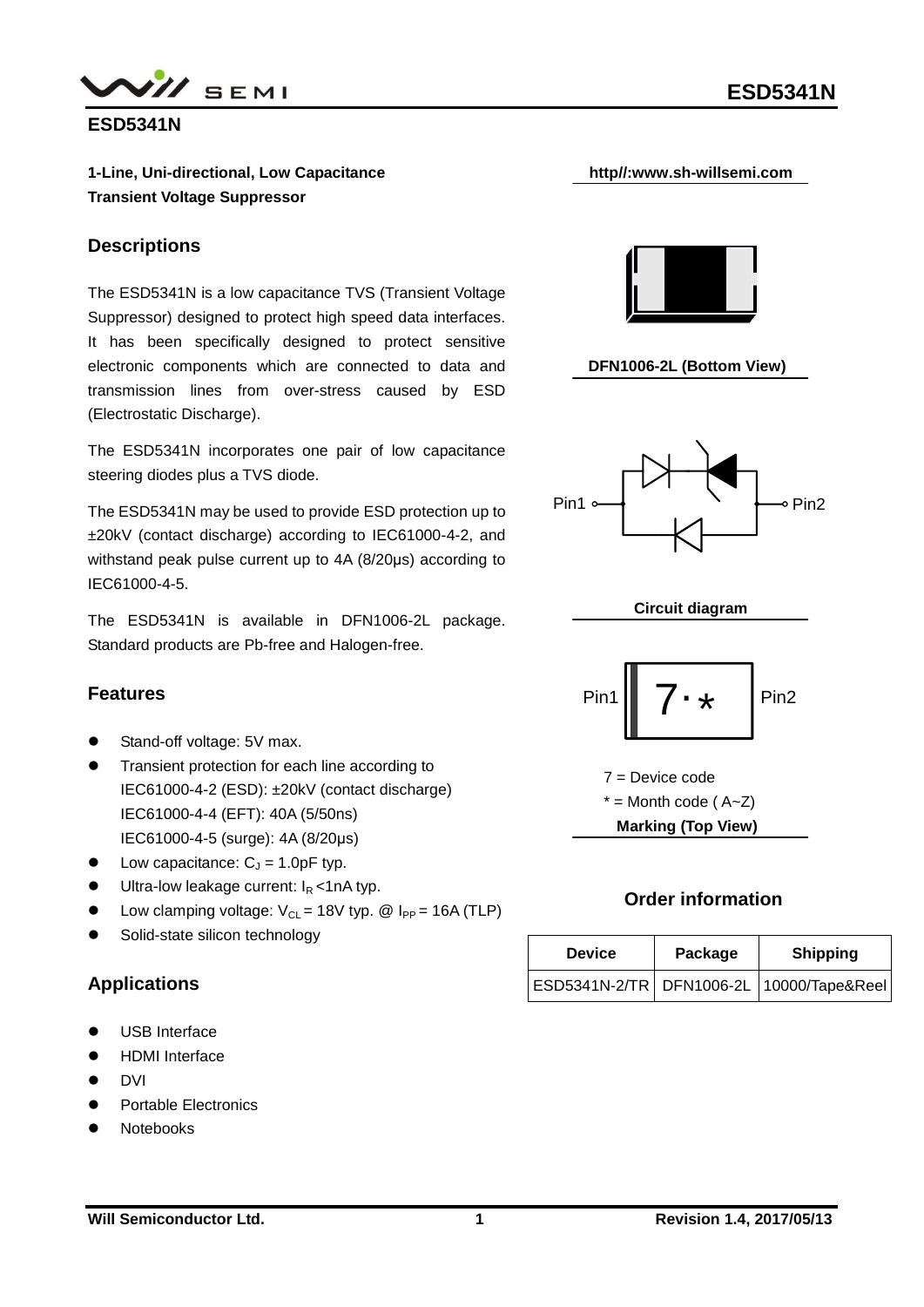# ESD5341N

**1-Line, Uni-directional, Low Capacitance Transient Voltage Suppressor**

http//:www.sh-willsemi.com

## Descriptions

The ESD5341N is a low capacitance TVS (Transient Voltage Suppressor) designed to protect high speed data interfaces. It has been specifically designed to protect sensitive electronic components which are connected to data and transmission lines from over-stress caused by ESD (Electrostatic Discharge).

The ESD5341N incorporates one pair of low capacitance steering diodes plus a TVS diode.

The ESD5341N may be used to provide ESD protection up to ±20kV (contact discharge) according to IEC61000-4-2, and withstand peak pulse current up to 4A (8/20μs) according to IEC61000-4-5.

The ESD5341N is available in DFN1006-2L package. Standard products are Pb-free and Halogen-free.

DFN1006-2L (Bottom View)

Pin1 Pin2

Circuit diagram

Pin1 7·* Pin2

7 = Device code

* = Month code ( A~Z)

**Marking (Top View)**

## Features

- Stand-off voltage: 5V max.
- Transient protection for each line according to
  IEC61000-4-2 (ESD): ±20kV (contact discharge)
  IEC61000-4-4 (EFT): 40A (5/50ns)
  IEC61000-4-5 (surge): 4A (8/20μs)
- Low capacitance: $C_J$ = 1.0pF typ.
- Ultra-low leakage current: $I_R$ <1nA typ.
- Low clamping voltage: $V_{CL}$ = 18V typ. @ $I_{PP}$ = 16A (TLP)
- Solid-state silicon technology

## Order information

| Device | Package | Shipping |
|---|---|---|
| ESD5341N-2/TR | DFN1006-2L | 10000/Tape&Reel |

## Applications

- USB Interface
- HDMI Interface
- DVI
- Portable Electronics
- Notebooks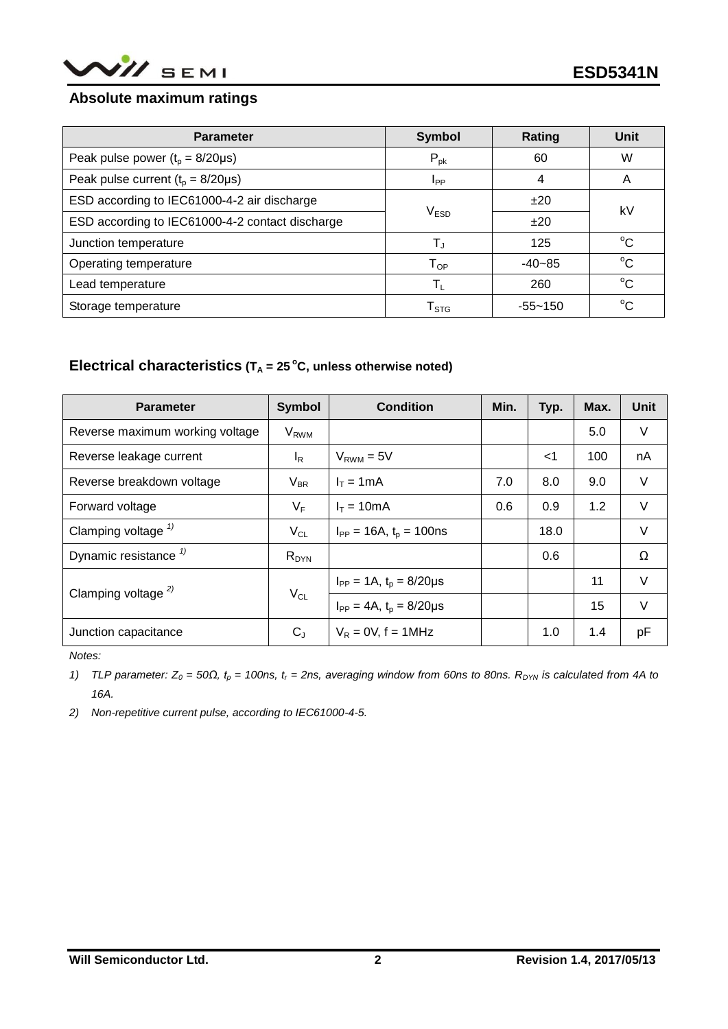## Absolute maximum ratings

| Parameter | Symbol | Rating | Unit |
|---|---|---|---|
| Peak pulse power ($t_p$ = 8/20μs) | $P_{pk}$ | 60 | W |
| Peak pulse current ($t_p$ = 8/20μs) | $I_{PP}$ | 4 | A |
| ESD according to IEC61000-4-2 air discharge | $V_{ESD}$ | ±20 | kV |
| ESD according to IEC61000-4-2 contact discharge | | ±20 | |
| Junction temperature | $T_J$ | 125 | °C |
| Operating temperature | $T_{OP}$ | -40~85 | °C |
| Lead temperature | $T_L$ | 260 | °C |
| Storage temperature | $T_{STG}$ | -55~150 | °C |

## Electrical characteristics ($T_A$ = 25 °C, unless otherwise noted)

| Parameter | Symbol | Condition | Min. | Typ. | Max. | Unit |
|---|---|---|---|---|---|---|
| Reverse maximum working voltage | $V_{RWM}$ | | | | 5.0 | V |
| Reverse leakage current | $I_R$ | $V_{RWM}$ = 5V | | <1 | 100 | nA |
| Reverse breakdown voltage | $V_{BR}$ | $I_T$ = 1mA | 7.0 | 8.0 | 9.0 | V |
| Forward voltage | $V_F$ | $I_T$ = 10mA | 0.6 | 0.9 | 1.2 | V |
| Clamping voltage [1)] | $V_{CL}$ | $I_{PP}$ = 16A, $t_p$ = 100ns | | 18.0 | | V |
| Dynamic resistance [1)] | $R_{DYN}$ | | | 0.6 | | Ω |
| Clamping voltage [2)] | $V_{CL}$ | $I_{PP}$ = 1A, $t_p$ = 8/20μs | | | 11 | V |
| | | $I_{PP}$ = 4A, $t_p$ = 8/20μs | | | 15 | V |
| Junction capacitance | $C_J$ | $V_R$ = 0V, f = 1MHz | | 1.0 | 1.4 | pF |

*Notes:*

1) *TLP parameter: $Z_0$ = 50Ω, $t_p$ = 100ns, $t_r$ = 2ns, averaging window from 60ns to 80ns. $R_{DYN}$ is calculated from 4A to 16A.*

2) *Non-repetitive current pulse, according to IEC61000-4-5.*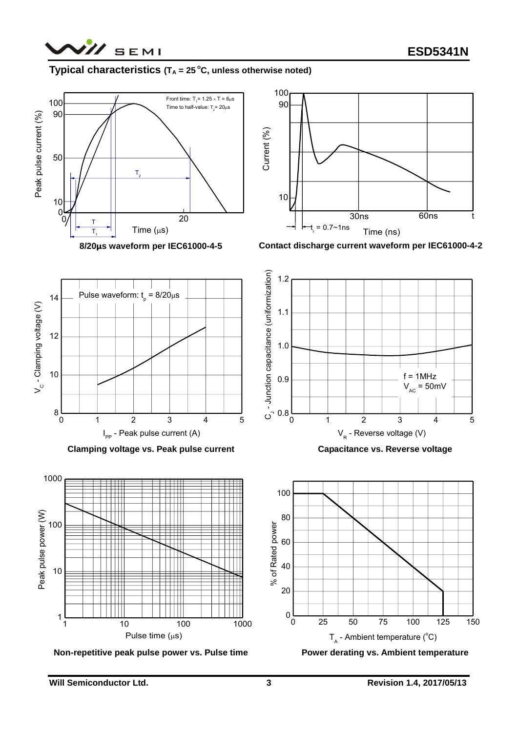## Typical characteristics ($T_A$ = 25 °C, unless otherwise noted)

8/20μs waveform per IEC61000-4-5

Contact discharge current waveform per IEC61000-4-2

Clamping voltage vs. Peak pulse current

Capacitance vs. Reverse voltage

Non-repetitive peak pulse power vs. Pulse time

Power derating vs. Ambient temperature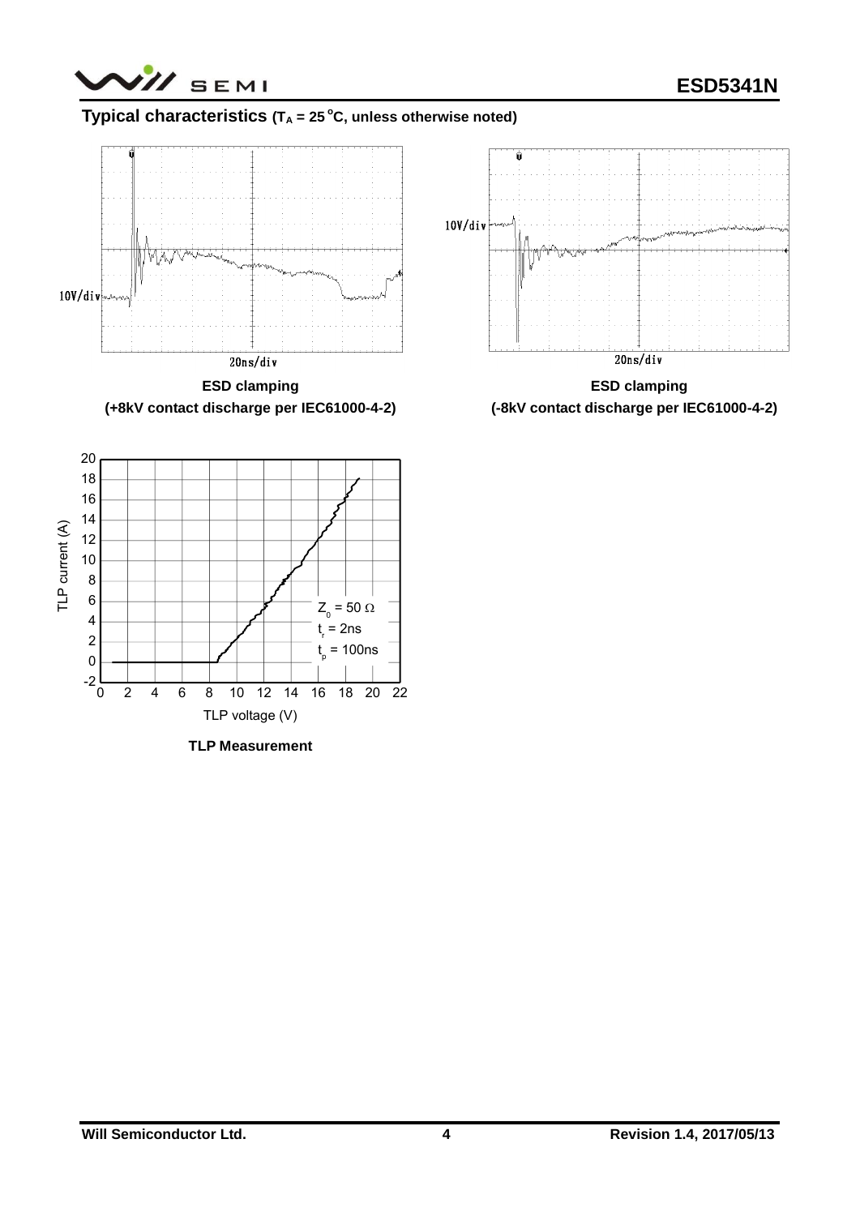## Typical characteristics ($T_A$ = 25 °C, unless otherwise noted)

10V/div

20ns/div

**ESD clamping**
**(+8kV contact discharge per IEC61000-4-2)**

10V/div

20ns/div

**ESD clamping**
**(-8kV contact discharge per IEC61000-4-2)**

TLP current (A)

TLP voltage (V)

$Z_0$ = 50 Ω
$t_r$ = 2ns
$t_p$ = 100ns

**TLP Measurement**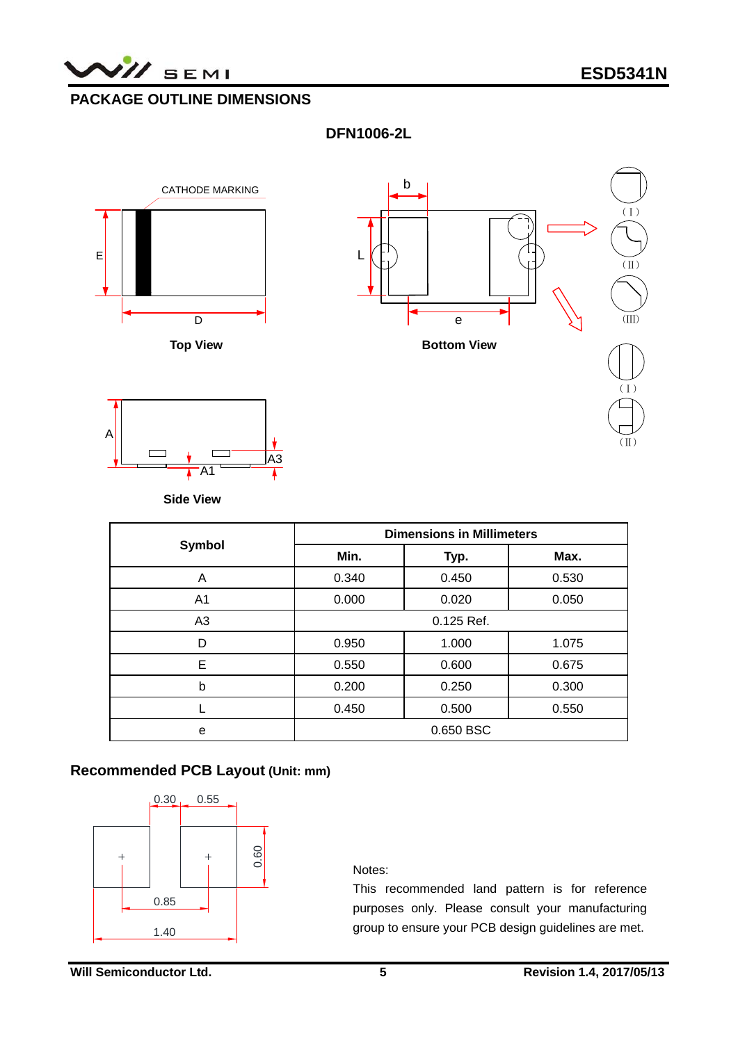## PACKAGE OUTLINE DIMENSIONS

### DFN1006-2L

CATHODE MARKING

Top View

Bottom View

Side View

<table>
<thead>
<tr><th rowspan="2">Symbol</th><th colspan="3">Dimensions in Millimeters</th></tr>
<tr><th>Min.</th><th>Typ.</th><th>Max.</th></tr>
</thead>
<tbody>
<tr><td>A</td><td>0.340</td><td>0.450</td><td>0.530</td></tr>
<tr><td>A1</td><td>0.000</td><td>0.020</td><td>0.050</td></tr>
<tr><td>A3</td><td colspan="3">0.125 Ref.</td></tr>
<tr><td>D</td><td>0.950</td><td>1.000</td><td>1.075</td></tr>
<tr><td>E</td><td>0.550</td><td>0.600</td><td>0.675</td></tr>
<tr><td>b</td><td>0.200</td><td>0.250</td><td>0.300</td></tr>
<tr><td>L</td><td>0.450</td><td>0.500</td><td>0.550</td></tr>
<tr><td>e</td><td colspan="3">0.650 BSC</td></tr>
</tbody>
</table>

### Recommended PCB Layout (Unit: mm)

0.30 0.55 0.60 0.85 1.40

Notes:

This recommended land pattern is for reference purposes only. Please consult your manufacturing group to ensure your PCB design guidelines are met.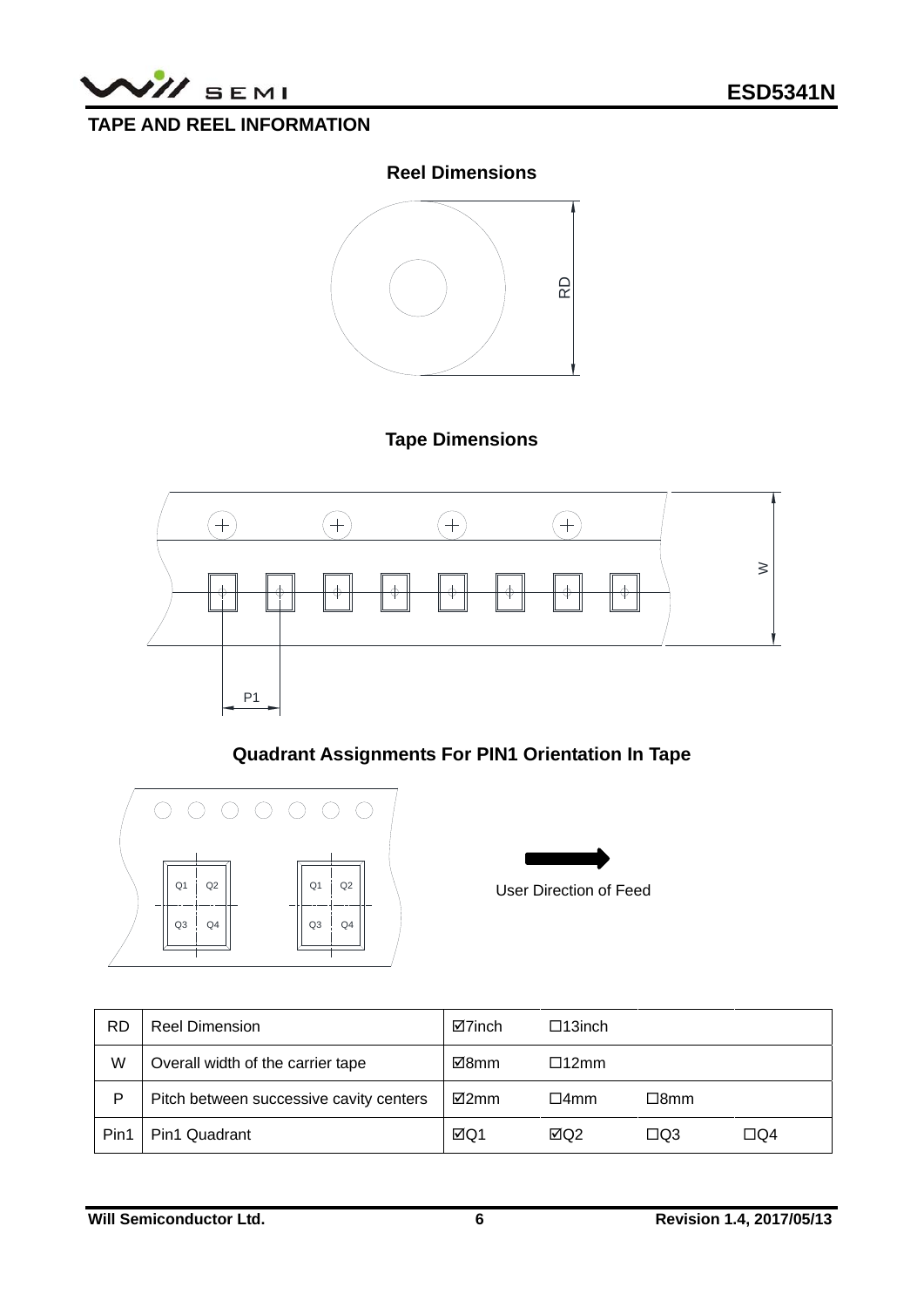## TAPE AND REEL INFORMATION

### Reel Dimensions

RD

### Tape Dimensions

W

P1

### Quadrant Assignments For PIN1 Orientation In Tape

Q1 Q2 Q3 Q4

Q1 Q2 Q3 Q4

User Direction of Feed

| | | | | | |
|---|---|---|---|---|---|
| RD | Reel Dimension | ☑7inch | ☐13inch | | |
| W | Overall width of the carrier tape | ☑8mm | ☐12mm | | |
| P | Pitch between successive cavity centers | ☑2mm | ☐4mm | ☐8mm | |
| Pin1 | Pin1 Quadrant | ☑Q1 | ☑Q2 | ☐Q3 | ☐Q4 |